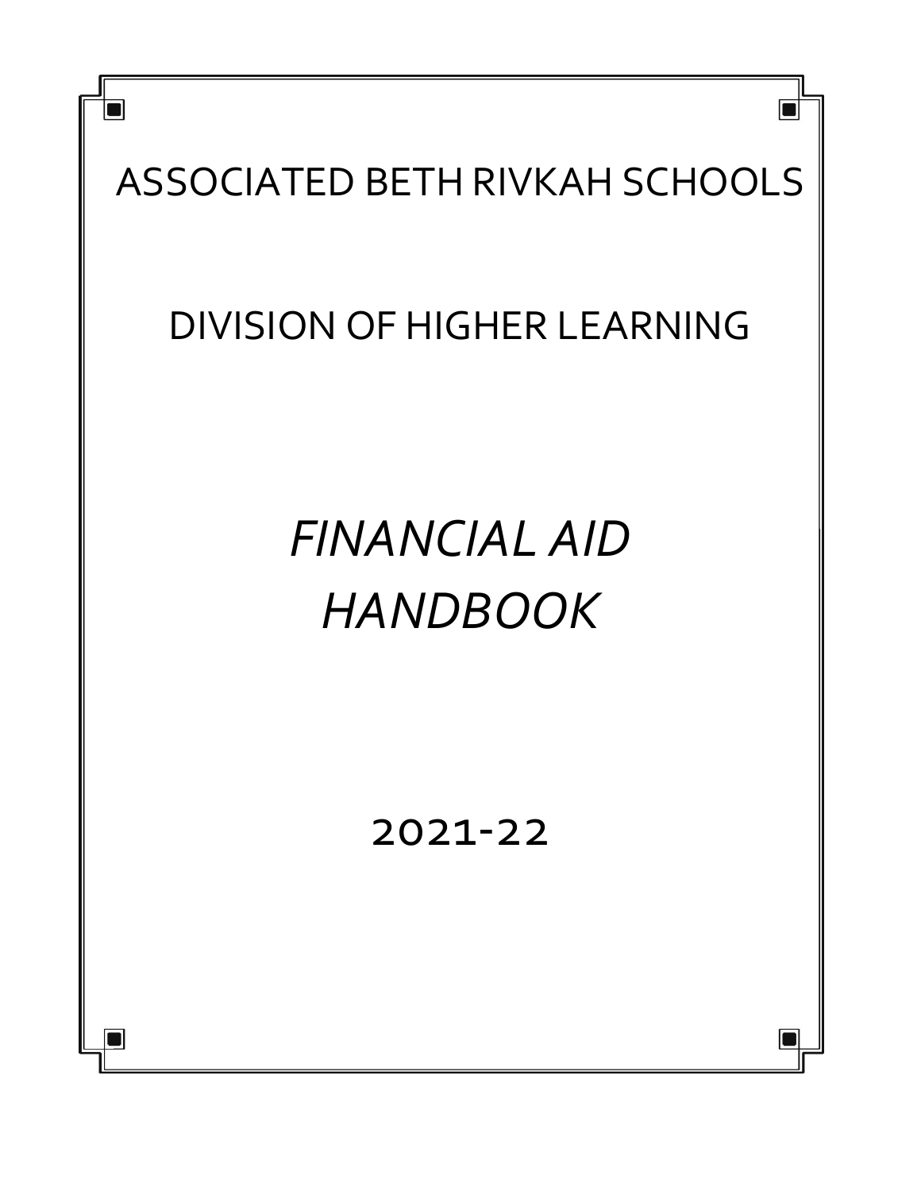# ASSOCIATED BETH RIVKAH SCHOOLS

## DIVISION OF HIGHER LEARNING

# *FINANCIAL AID HANDBOOK*

## 2021-22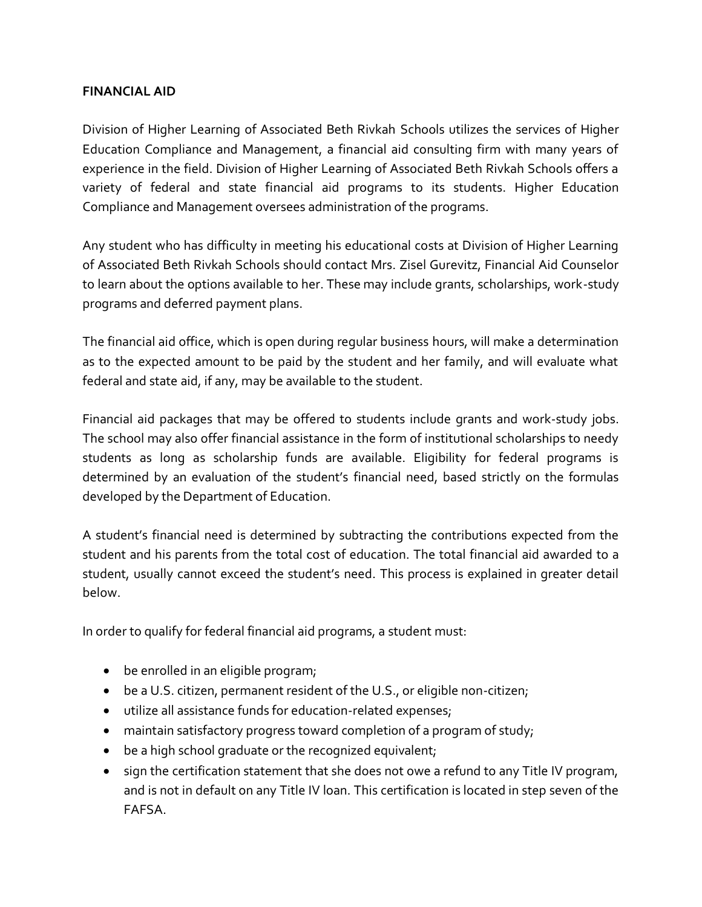**FINANCIAL AID**

Division of Higher Learning of Associated Beth Rivkah Schools utilizes the services of Higher Education Compliance and Management, a financial aid consulting firm with many years of experience in the field. Division of Higher Learning of Associated Beth Rivkah Schools offers a variety of federal and state financial aid programs to its students. Higher Education Compliance and Management oversees administration of the programs.

Any student who has difficulty in meeting his educational costs at Division of Higher Learning of Associated Beth Rivkah Schools should contact Mrs. Zisel Gurevitz, Financial Aid Counselor to learn about the options available to her. These may include grants, scholarships, work-study programs and deferred payment plans.

The financial aid office, which is open during regular business hours, will make a determination as to the expected amount to be paid by the student and her family, and will evaluate what federal and state aid, if any, may be available to the student.

Financial aid packages that may be offered to students include grants and work-study jobs. The school may also offer financial assistance in the form of institutional scholarships to needy students as long as scholarship funds are available. Eligibility for federal programs is determined by an evaluation of the student's financial need, based strictly on the formulas developed by the Department of Education.

A student's financial need is determined by subtracting the contributions expected from the student and his parents from the total cost of education. The total financial aid awarded to a student, usually cannot exceed the student's need. This process is explained in greater detail below.

In order to qualify for federal financial aid programs, a student must:

- be enrolled in an eligible program;
- be a U.S. citizen, permanent resident of the U.S., or eligible non-citizen;
- utilize all assistance funds for education-related expenses;
- maintain satisfactory progress toward completion of a program of study;
- be a high school graduate or the recognized equivalent;
- sign the certification statement that she does not owe a refund to any Title IV program, and is not in default on any Title IV loan. This certification is located in step seven of the FAFSA.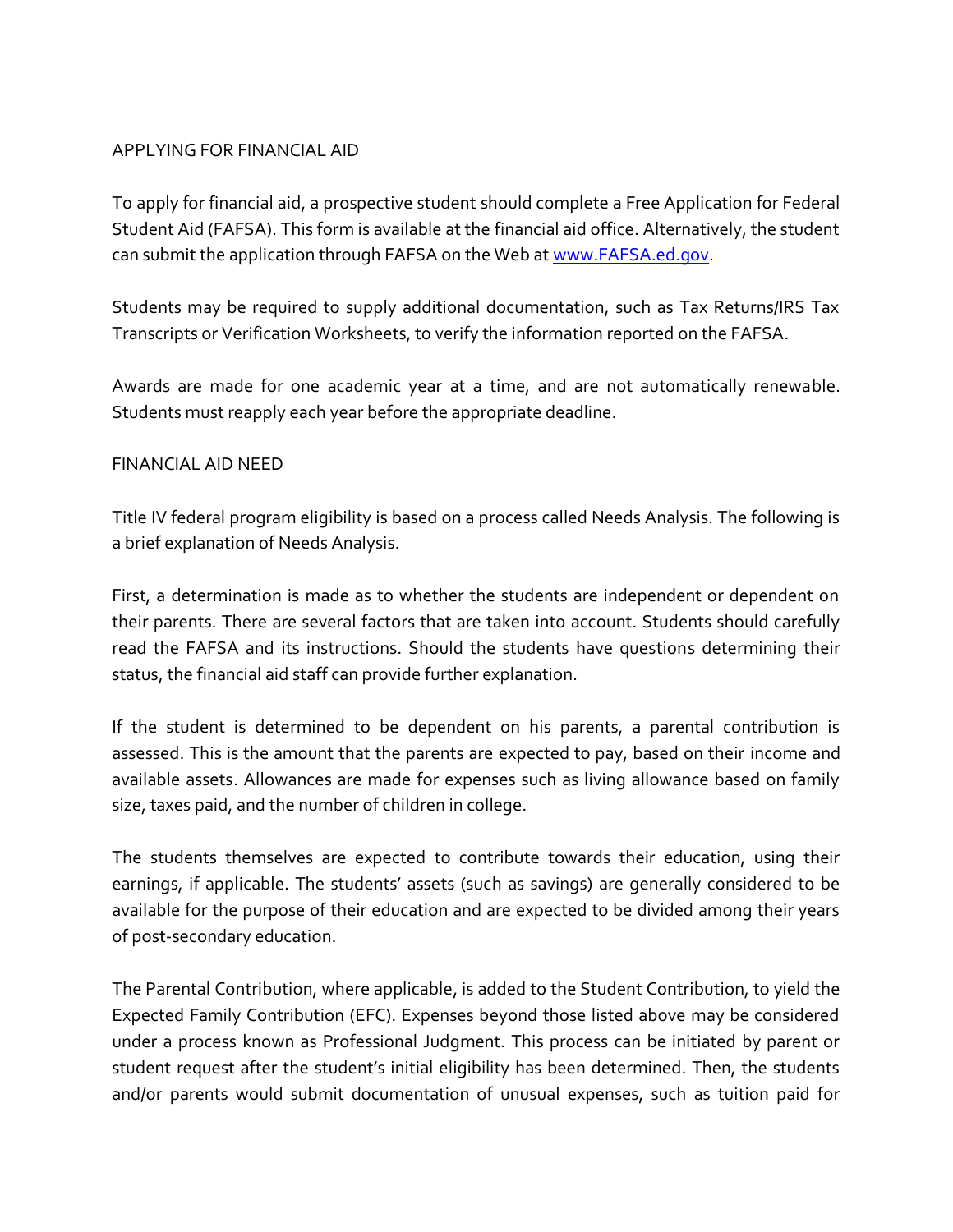## APPLYING FOR FINANCIAL AID

To apply for financial aid, a prospective student should complete a Free Application for Federal Student Aid (FAFSA). This form is available at the financial aid office. Alternatively, the student can submit the application through FAFSA on the Web at [www.FAFSA.ed.gov](http://www.FAFSA.ed.gov).

Students may be required to supply additional documentation, such as Tax Returns/IRS Tax Transcripts or Verification Worksheets, to verify the information reported on the FAFSA.

Awards are made for one academic year at a time, and are not automatically renewable. Students must reapply each year before the appropriate deadline.

## FINANCIAL AID NEED

Title IV federal program eligibility is based on a process called Needs Analysis. The following is a brief explanation of Needs Analysis.

First, a determination is made as to whether the students are independent or dependent on their parents. There are several factors that are taken into account. Students should carefully read the FAFSA and its instructions. Should the students have questions determining their status, the financial aid staff can provide further explanation.

If the student is determined to be dependent on his parents, a parental contribution is assessed. This is the amount that the parents are expected to pay, based on their income and available assets. Allowances are made for expenses such as living allowance based on family size, taxes paid, and the number of children in college.

The students themselves are expected to contribute towards their education, using their earnings, if applicable. The students' assets (such as savings) are generally considered to be available for the purpose of their education and are expected to be divided among their years of post-secondary education.

The Parental Contribution, where applicable, is added to the Student Contribution, to yield the Expected Family Contribution (EFC). Expenses beyond those listed above may be considered under a process known as Professional Judgment. This process can be initiated by parent or student request after the student's initial eligibility has been determined. Then, the students and/or parents would submit documentation of unusual expenses, such as tuition paid for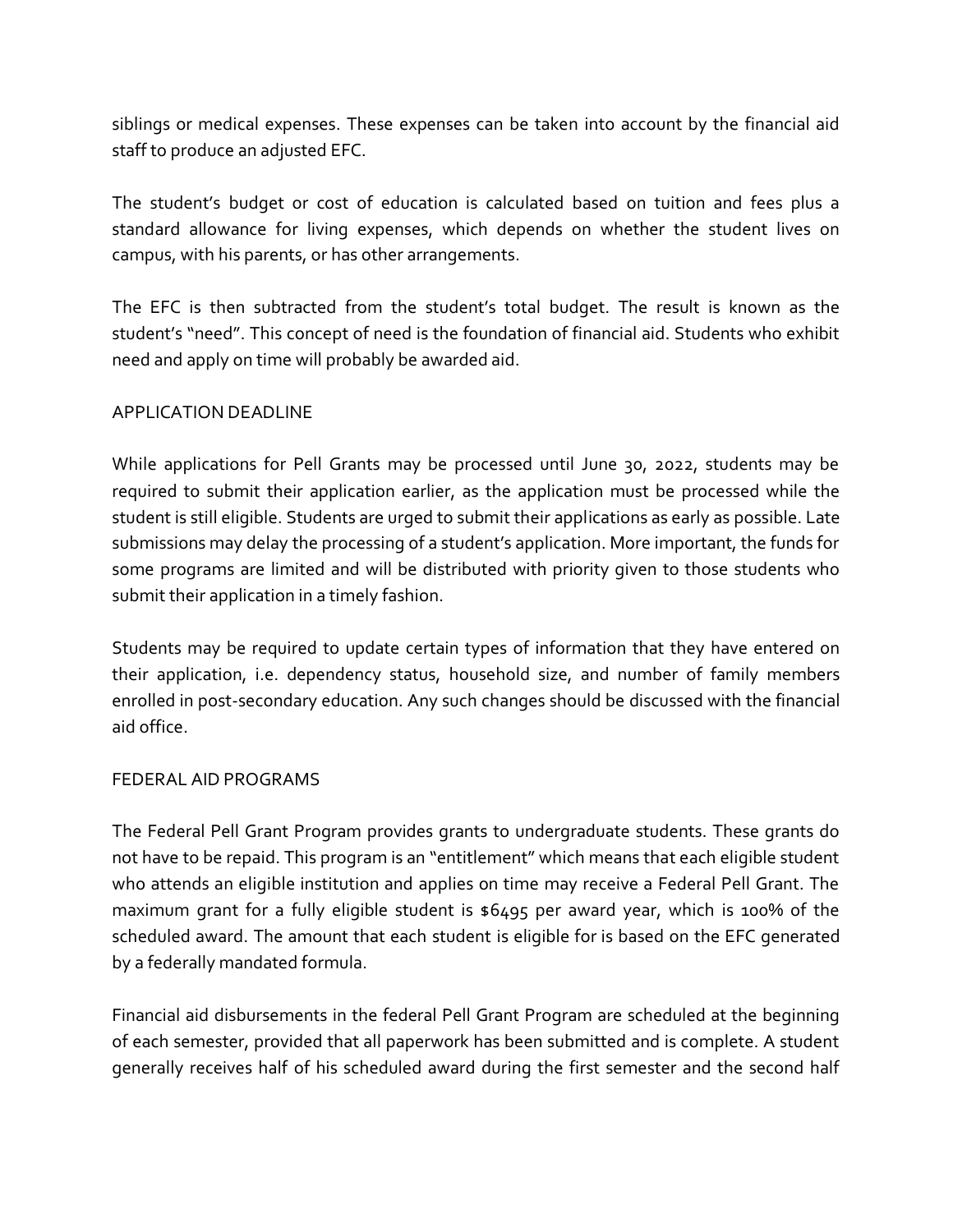siblings or medical expenses. These expenses can be taken into account by the financial aid staff to produce an adjusted EFC.

The student's budget or cost of education is calculated based on tuition and fees plus a standard allowance for living expenses, which depends on whether the student lives on campus, with his parents, or has other arrangements.

The EFC is then subtracted from the student's total budget. The result is known as the student's "need". This concept of need is the foundation of financial aid. Students who exhibit need and apply on time will probably be awarded aid.

## APPLICATION DEADLINE

While applications for Pell Grants may be processed until June 30, 2022, students may be required to submit their application earlier, as the application must be processed while the student is still eligible. Students are urged to submit their applications as early as possible. Late submissions may delay the processing of a student's application. More important, the funds for some programs are limited and will be distributed with priority given to those students who submit their application in a timely fashion.

Students may be required to update certain types of information that they have entered on their application, i.e. dependency status, household size, and number of family members enrolled in post-secondary education. Any such changes should be discussed with the financial aid office.

## FEDERAL AID PROGRAMS

The Federal Pell Grant Program provides grants to undergraduate students. These grants do not have to be repaid. This program is an "entitlement" which means that each eligible student who attends an eligible institution and applies on time may receive a Federal Pell Grant. The maximum grant for a fully eligible student is $6495 per award year, which is 100% of the scheduled award. The amount that each student is eligible for is based on the EFC generated by a federally mandated formula.

Financial aid disbursements in the federal Pell Grant Program are scheduled at the beginning of each semester, provided that all paperwork has been submitted and is complete. A student generally receives half of his scheduled award during the first semester and the second half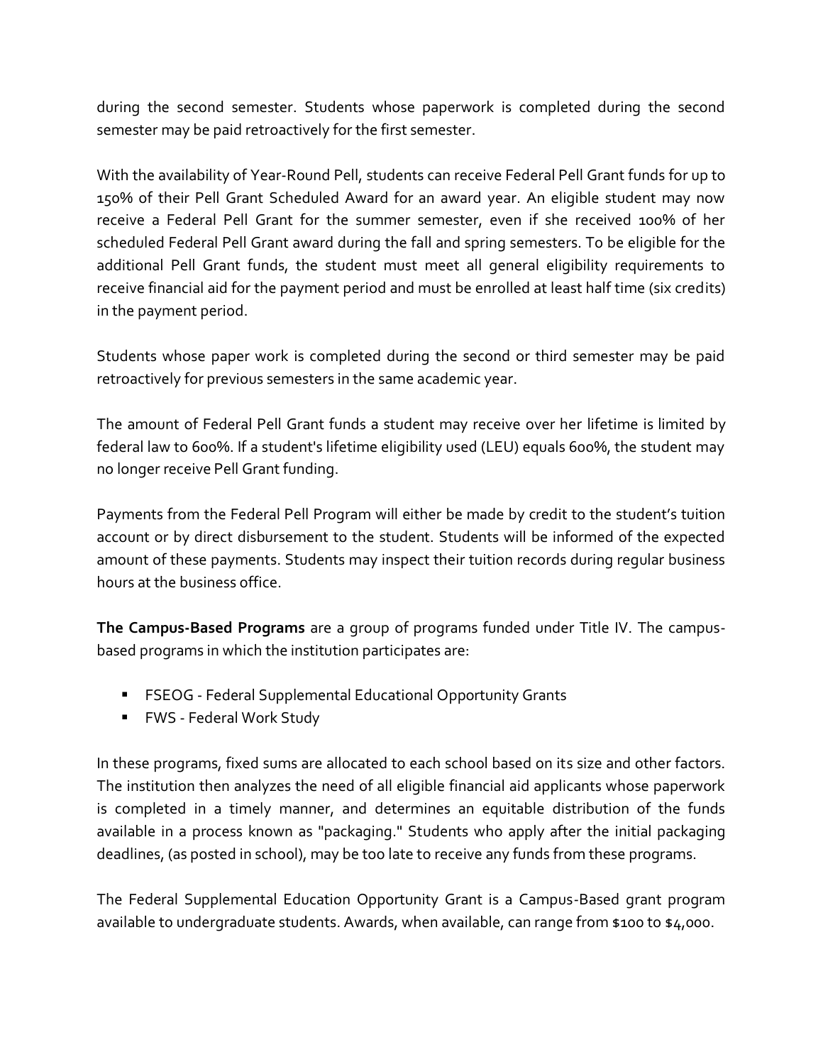during the second semester. Students whose paperwork is completed during the second semester may be paid retroactively for the first semester.

With the availability of Year-Round Pell, students can receive Federal Pell Grant funds for up to 150% of their Pell Grant Scheduled Award for an award year. An eligible student may now receive a Federal Pell Grant for the summer semester, even if she received 100% of her scheduled Federal Pell Grant award during the fall and spring semesters. To be eligible for the additional Pell Grant funds, the student must meet all general eligibility requirements to receive financial aid for the payment period and must be enrolled at least half time (six credits) in the payment period.

Students whose paper work is completed during the second or third semester may be paid retroactively for previous semesters in the same academic year.

The amount of Federal Pell Grant funds a student may receive over her lifetime is limited by federal law to 600%. If a student's lifetime eligibility used (LEU) equals 600%, the student may no longer receive Pell Grant funding.

Payments from the Federal Pell Program will either be made by credit to the student's tuition account or by direct disbursement to the student. Students will be informed of the expected amount of these payments. Students may inspect their tuition records during regular business hours at the business office.

**The Campus-Based Programs** are a group of programs funded under Title IV. The campus-based programs in which the institution participates are:

- FSEOG - Federal Supplemental Educational Opportunity Grants
- FWS - Federal Work Study

In these programs, fixed sums are allocated to each school based on its size and other factors. The institution then analyzes the need of all eligible financial aid applicants whose paperwork is completed in a timely manner, and determines an equitable distribution of the funds available in a process known as "packaging." Students who apply after the initial packaging deadlines, (as posted in school), may be too late to receive any funds from these programs.

The Federal Supplemental Education Opportunity Grant is a Campus-Based grant program available to undergraduate students. Awards, when available, can range from $100 to $4,000.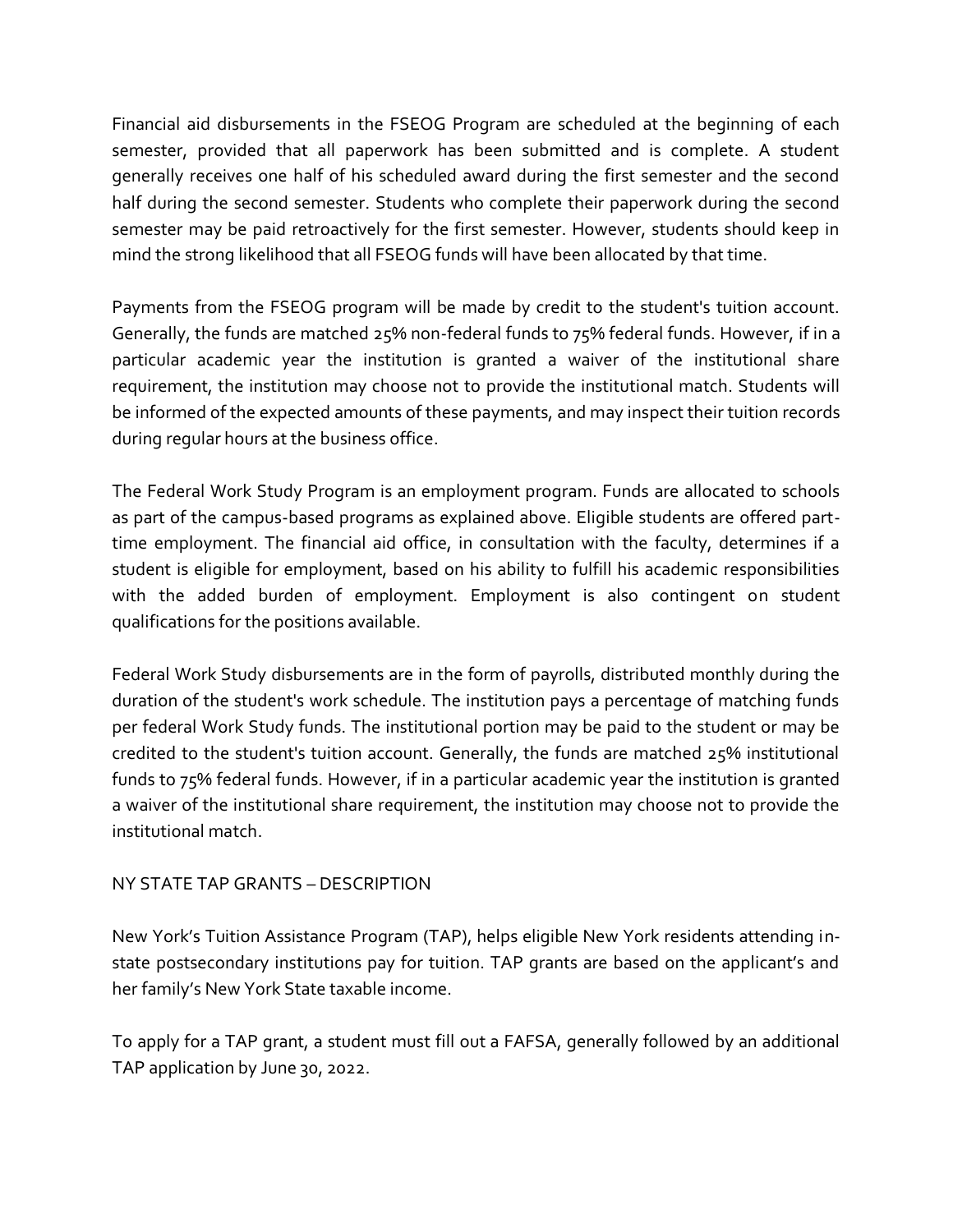Financial aid disbursements in the FSEOG Program are scheduled at the beginning of each semester, provided that all paperwork has been submitted and is complete. A student generally receives one half of his scheduled award during the first semester and the second half during the second semester. Students who complete their paperwork during the second semester may be paid retroactively for the first semester. However, students should keep in mind the strong likelihood that all FSEOG funds will have been allocated by that time.

Payments from the FSEOG program will be made by credit to the student's tuition account. Generally, the funds are matched 25% non-federal funds to 75% federal funds. However, if in a particular academic year the institution is granted a waiver of the institutional share requirement, the institution may choose not to provide the institutional match. Students will be informed of the expected amounts of these payments, and may inspect their tuition records during regular hours at the business office.

The Federal Work Study Program is an employment program. Funds are allocated to schools as part of the campus-based programs as explained above. Eligible students are offered part-time employment. The financial aid office, in consultation with the faculty, determines if a student is eligible for employment, based on his ability to fulfill his academic responsibilities with the added burden of employment. Employment is also contingent on student qualifications for the positions available.

Federal Work Study disbursements are in the form of payrolls, distributed monthly during the duration of the student's work schedule. The institution pays a percentage of matching funds per federal Work Study funds. The institutional portion may be paid to the student or may be credited to the student's tuition account. Generally, the funds are matched 25% institutional funds to 75% federal funds. However, if in a particular academic year the institution is granted a waiver of the institutional share requirement, the institution may choose not to provide the institutional match.

NY STATE TAP GRANTS – DESCRIPTION

New York's Tuition Assistance Program (TAP), helps eligible New York residents attending in-state postsecondary institutions pay for tuition. TAP grants are based on the applicant's and her family's New York State taxable income.

To apply for a TAP grant, a student must fill out a FAFSA, generally followed by an additional TAP application by June 30, 2022.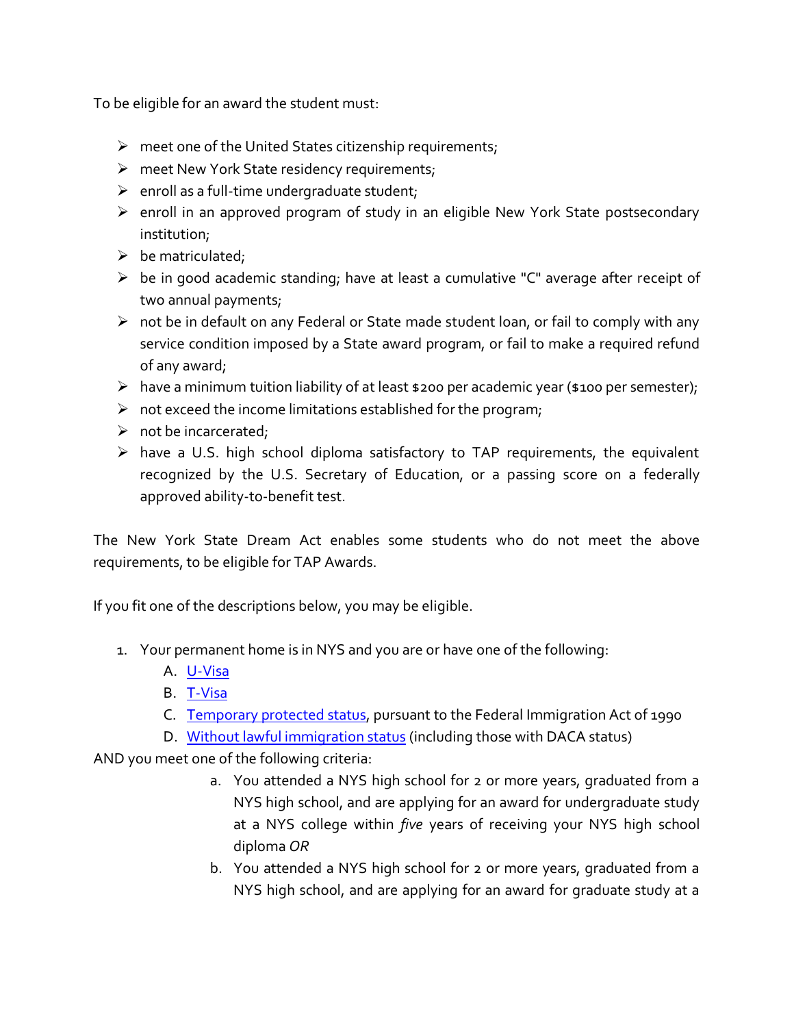To be eligible for an award the student must:

- meet one of the United States citizenship requirements;
- meet New York State residency requirements;
- enroll as a full-time undergraduate student;
- enroll in an approved program of study in an eligible New York State postsecondary institution;
- be matriculated;
- be in good academic standing; have at least a cumulative "C" average after receipt of two annual payments;
- not be in default on any Federal or State made student loan, or fail to comply with any service condition imposed by a State award program, or fail to make a required refund of any award;
- have a minimum tuition liability of at least $200 per academic year ($100 per semester);
- not exceed the income limitations established for the program;
- not be incarcerated;
- have a U.S. high school diploma satisfactory to TAP requirements, the equivalent recognized by the U.S. Secretary of Education, or a passing score on a federally approved ability-to-benefit test.

The New York State Dream Act enables some students who do not meet the above requirements, to be eligible for TAP Awards.

If you fit one of the descriptions below, you may be eligible.

1. Your permanent home is in NYS and you are or have one of the following:
   A. [U-Visa]()
   B. [T-Visa]()
   C. [Temporary protected status](), pursuant to the Federal Immigration Act of 1990
   D. [Without lawful immigration status]() (including those with DACA status)

AND you meet one of the following criteria:

   a. You attended a NYS high school for 2 or more years, graduated from a NYS high school, and are applying for an award for undergraduate study at a NYS college within *five* years of receiving your NYS high school diploma *OR*
   b. You attended a NYS high school for 2 or more years, graduated from a NYS high school, and are applying for an award for graduate study at a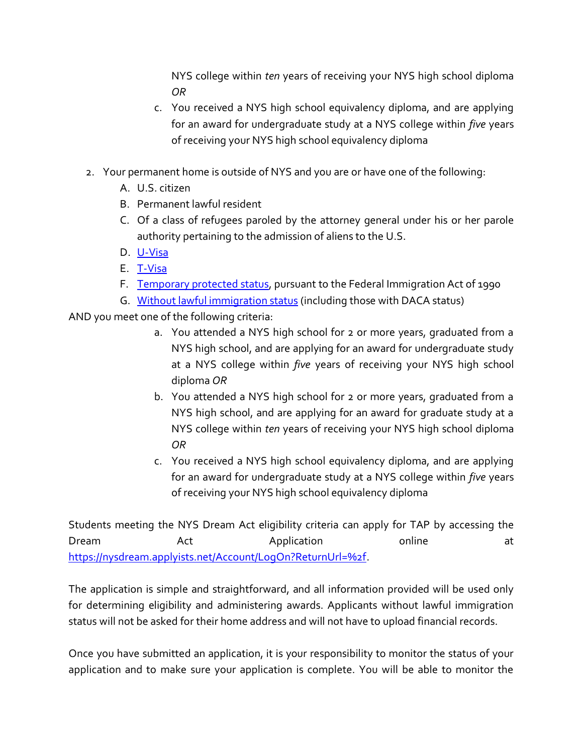NYS college within *ten* years of receiving your NYS high school diploma *OR*

c. You received a NYS high school equivalency diploma, and are applying for an award for undergraduate study at a NYS college within *five* years of receiving your NYS high school equivalency diploma

2. Your permanent home is outside of NYS and you are or have one of the following:
   A. U.S. citizen
   B. Permanent lawful resident
   C. Of a class of refugees paroled by the attorney general under his or her parole authority pertaining to the admission of aliens to the U.S.
   D. U-Visa
   E. T-Visa
   F. Temporary protected status, pursuant to the Federal Immigration Act of 1990
   G. Without lawful immigration status (including those with DACA status)

AND you meet one of the following criteria:

a. You attended a NYS high school for 2 or more years, graduated from a NYS high school, and are applying for an award for undergraduate study at a NYS college within *five* years of receiving your NYS high school diploma *OR*

b. You attended a NYS high school for 2 or more years, graduated from a NYS high school, and are applying for an award for graduate study at a NYS college within *ten* years of receiving your NYS high school diploma *OR*

c. You received a NYS high school equivalency diploma, and are applying for an award for undergraduate study at a NYS college within *five* years of receiving your NYS high school equivalency diploma

Students meeting the NYS Dream Act eligibility criteria can apply for TAP by accessing the Dream Act Application online at https://nysdream.applyists.net/Account/LogOn?ReturnUrl=%2f.

The application is simple and straightforward, and all information provided will be used only for determining eligibility and administering awards. Applicants without lawful immigration status will not be asked for their home address and will not have to upload financial records.

Once you have submitted an application, it is your responsibility to monitor the status of your application and to make sure your application is complete. You will be able to monitor the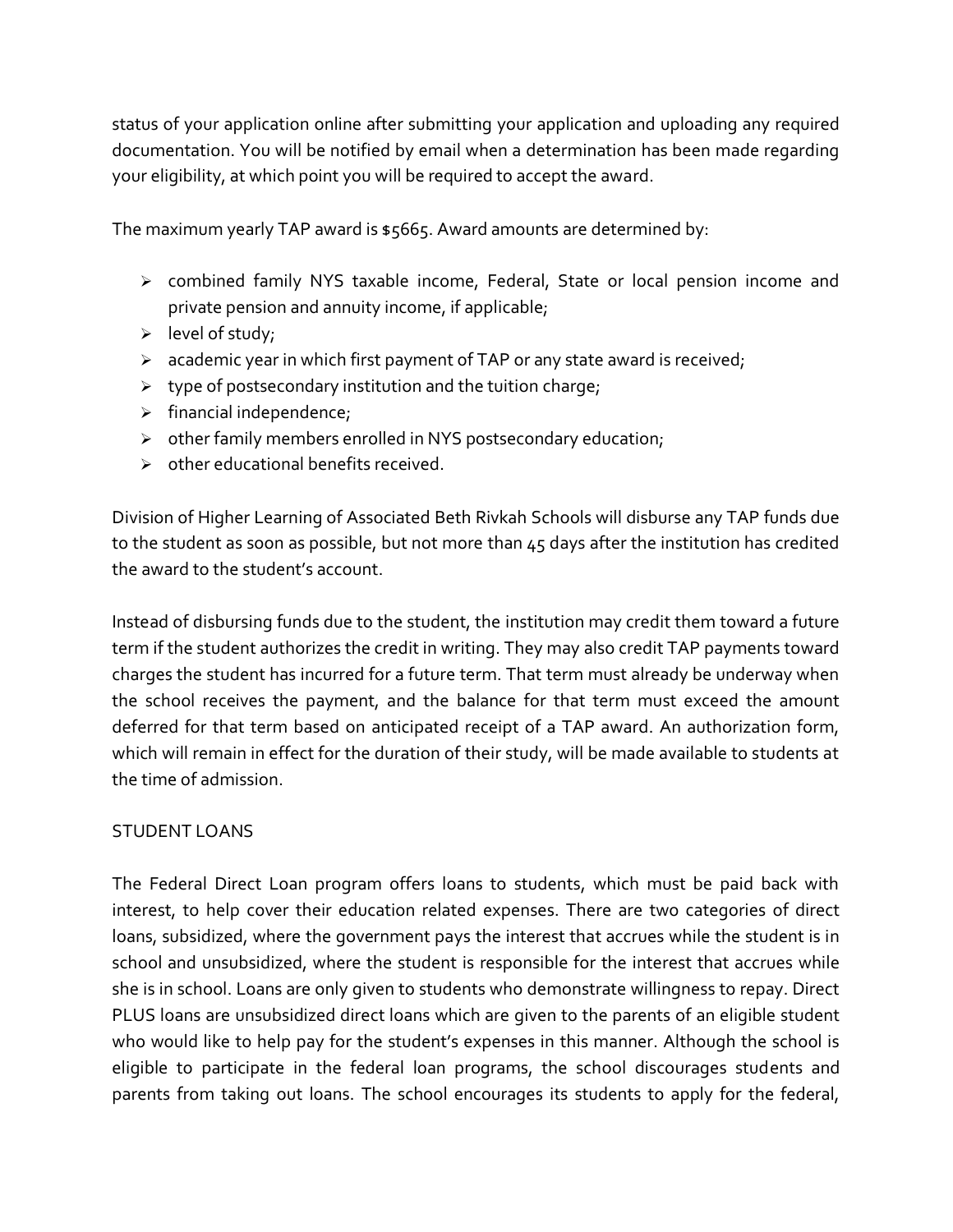status of your application online after submitting your application and uploading any required documentation. You will be notified by email when a determination has been made regarding your eligibility, at which point you will be required to accept the award.

The maximum yearly TAP award is $5665. Award amounts are determined by:

- combined family NYS taxable income, Federal, State or local pension income and private pension and annuity income, if applicable;
- level of study;
- academic year in which first payment of TAP or any state award is received;
- type of postsecondary institution and the tuition charge;
- financial independence;
- other family members enrolled in NYS postsecondary education;
- other educational benefits received.

Division of Higher Learning of Associated Beth Rivkah Schools will disburse any TAP funds due to the student as soon as possible, but not more than 45 days after the institution has credited the award to the student's account.

Instead of disbursing funds due to the student, the institution may credit them toward a future term if the student authorizes the credit in writing. They may also credit TAP payments toward charges the student has incurred for a future term. That term must already be underway when the school receives the payment, and the balance for that term must exceed the amount deferred for that term based on anticipated receipt of a TAP award. An authorization form, which will remain in effect for the duration of their study, will be made available to students at the time of admission.

STUDENT LOANS

The Federal Direct Loan program offers loans to students, which must be paid back with interest, to help cover their education related expenses. There are two categories of direct loans, subsidized, where the government pays the interest that accrues while the student is in school and unsubsidized, where the student is responsible for the interest that accrues while she is in school. Loans are only given to students who demonstrate willingness to repay. Direct PLUS loans are unsubsidized direct loans which are given to the parents of an eligible student who would like to help pay for the student's expenses in this manner. Although the school is eligible to participate in the federal loan programs, the school discourages students and parents from taking out loans. The school encourages its students to apply for the federal,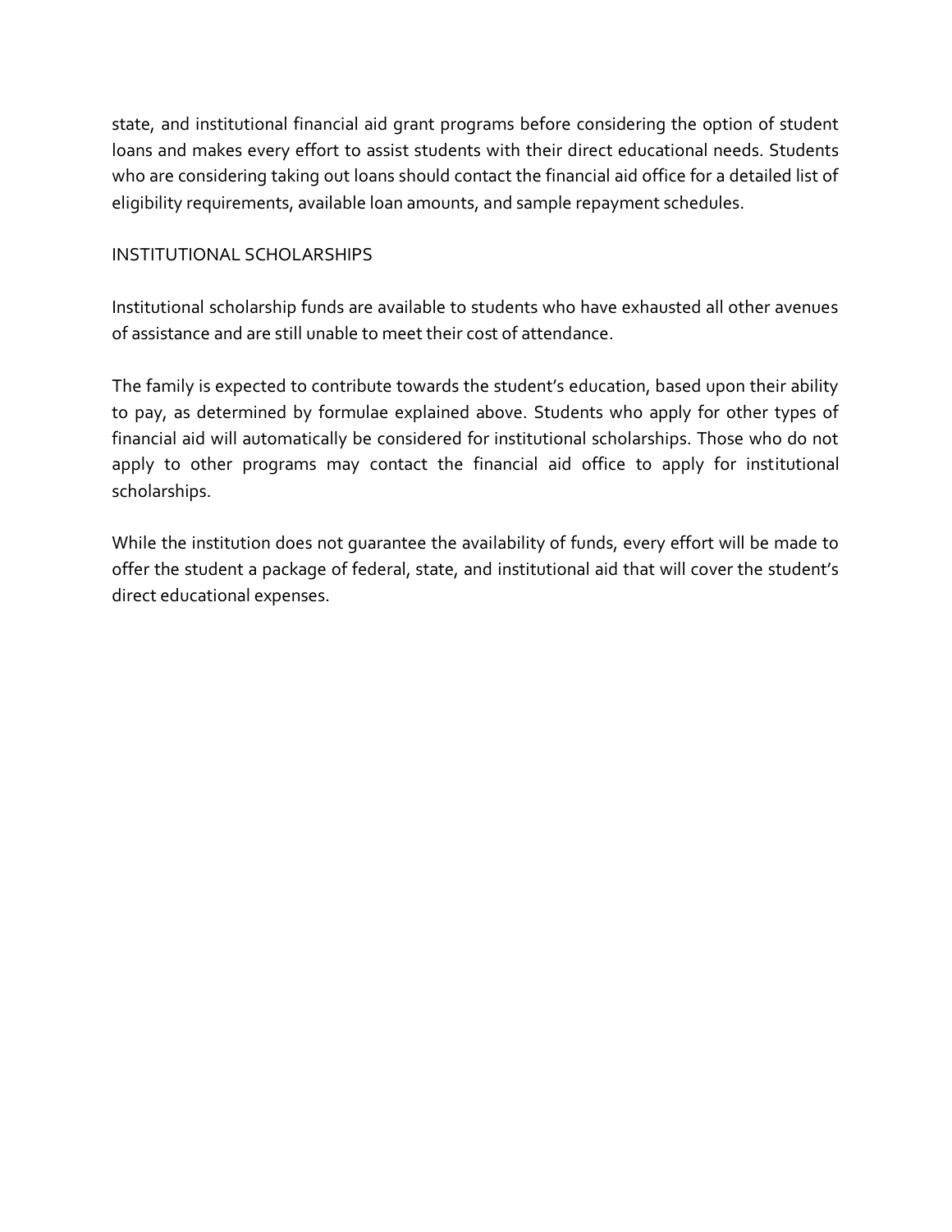state, and institutional financial aid grant programs before considering the option of student loans and makes every effort to assist students with their direct educational needs. Students who are considering taking out loans should contact the financial aid office for a detailed list of eligibility requirements, available loan amounts, and sample repayment schedules.

## INSTITUTIONAL SCHOLARSHIPS

Institutional scholarship funds are available to students who have exhausted all other avenues of assistance and are still unable to meet their cost of attendance.

The family is expected to contribute towards the student's education, based upon their ability to pay, as determined by formulae explained above. Students who apply for other types of financial aid will automatically be considered for institutional scholarships. Those who do not apply to other programs may contact the financial aid office to apply for institutional scholarships.

While the institution does not guarantee the availability of funds, every effort will be made to offer the student a package of federal, state, and institutional aid that will cover the student's direct educational expenses.